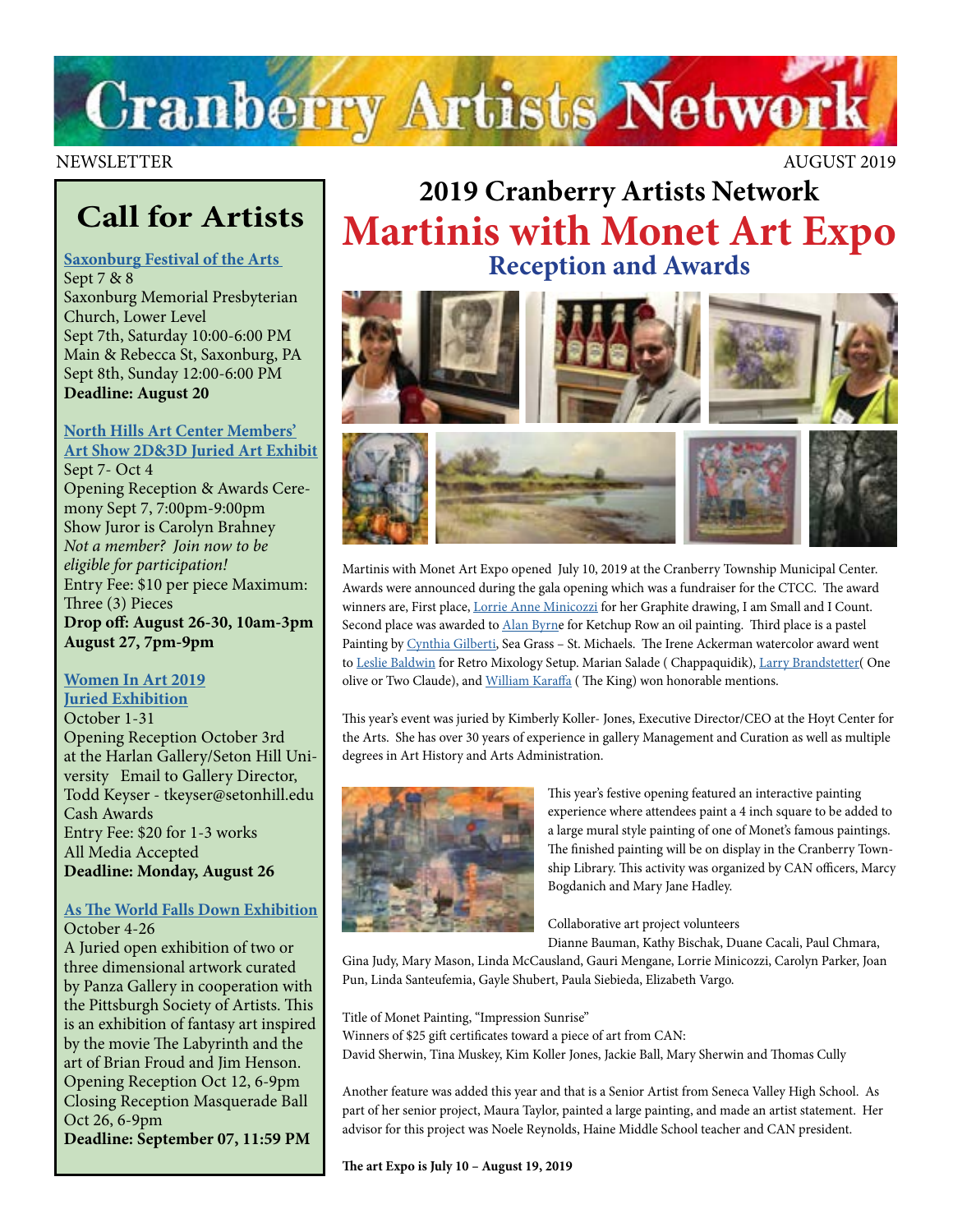# Cranberry Artists Network

NEWSLETTER AUGUST 2019

## Call for Artists

**Saxonburg Festival of the Arts**
Sept 7 & 8
Saxonburg Memorial Presbyterian Church, Lower Level
Sept 7th, Saturday 10:00-6:00 PM
Main & Rebecca St, Saxonburg, PA
Sept 8th, Sunday 12:00-6:00 PM
**Deadline: August 20**

**North Hills Art Center Members' Art Show 2D&3D Juried Art Exhibit**
Sept 7- Oct 4
Opening Reception & Awards Ceremony Sept 7, 7:00pm-9:00pm
Show Juror is Carolyn Brahney
*Not a member? Join now to be eligible for participation!*
Entry Fee: $10 per piece Maximum: Three (3) Pieces
**Drop off: August 26-30, 10am-3pm August 27, 7pm-9pm**

**Women In Art 2019 Juried Exhibition**
October 1-31
Opening Reception October 3rd at the Harlan Gallery/Seton Hill University Email to Gallery Director, Todd Keyser - tkeyser@setonhill.edu
Cash Awards
Entry Fee: $20 for 1-3 works
All Media Accepted
**Deadline: Monday, August 26**

**As The World Falls Down Exhibition**
October 4-26
A Juried open exhibition of two or three dimensional artwork curated by Panza Gallery in cooperation with the Pittsburgh Society of Artists. This is an exhibition of fantasy art inspired by the movie The Labyrinth and the art of Brian Froud and Jim Henson.
Opening Reception Oct 12, 6-9pm
Closing Reception Masquerade Ball Oct 26, 6-9pm
**Deadline: September 07, 11:59 PM**

## 2019 Cranberry Artists Network
# Martinis with Monet Art Expo
### Reception and Awards

Martinis with Monet Art Expo opened July 10, 2019 at the Cranberry Township Municipal Center. Awards were announced during the gala opening which was a fundraiser for the CTCC. The award winners are, First place, Lorrie Anne Minicozzi for her Graphite drawing, I am Small and I Count. Second place was awarded to Alan Byrne for Ketchup Row an oil painting. Third place is a pastel Painting by Cynthia Gilberti, Sea Grass – St. Michaels. The Irene Ackerman watercolor award went to Leslie Baldwin for Retro Mixology Setup. Marian Salade ( Chappaquidik), Larry Brandstetter( One olive or Two Claude), and William Karaffa ( The King) won honorable mentions.

This year's event was juried by Kimberly Koller- Jones, Executive Director/CEO at the Hoyt Center for the Arts. She has over 30 years of experience in gallery Management and Curation as well as multiple degrees in Art History and Arts Administration.

This year's festive opening featured an interactive painting experience where attendees paint a 4 inch square to be added to a large mural style painting of one of Monet's famous paintings. The finished painting will be on display in the Cranberry Township Library. This activity was organized by CAN officers, Marcy Bogdanich and Mary Jane Hadley.

Collaborative art project volunteers
Dianne Bauman, Kathy Bischak, Duane Cacali, Paul Chmara, Gina Judy, Mary Mason, Linda McCausland, Gauri Mengane, Lorrie Minicozzi, Carolyn Parker, Joan Pun, Linda Santeufemia, Gayle Shubert, Paula Siebieda, Elizabeth Vargo.

Title of Monet Painting, "Impression Sunrise"
Winners of $25 gift certificates toward a piece of art from CAN:
David Sherwin, Tina Muskey, Kim Koller Jones, Jackie Ball, Mary Sherwin and Thomas Cully

Another feature was added this year and that is a Senior Artist from Seneca Valley High School. As part of her senior project, Maura Taylor, painted a large painting, and made an artist statement. Her advisor for this project was Noele Reynolds, Haine Middle School teacher and CAN president.

**The art Expo is July 10 – August 19, 2019**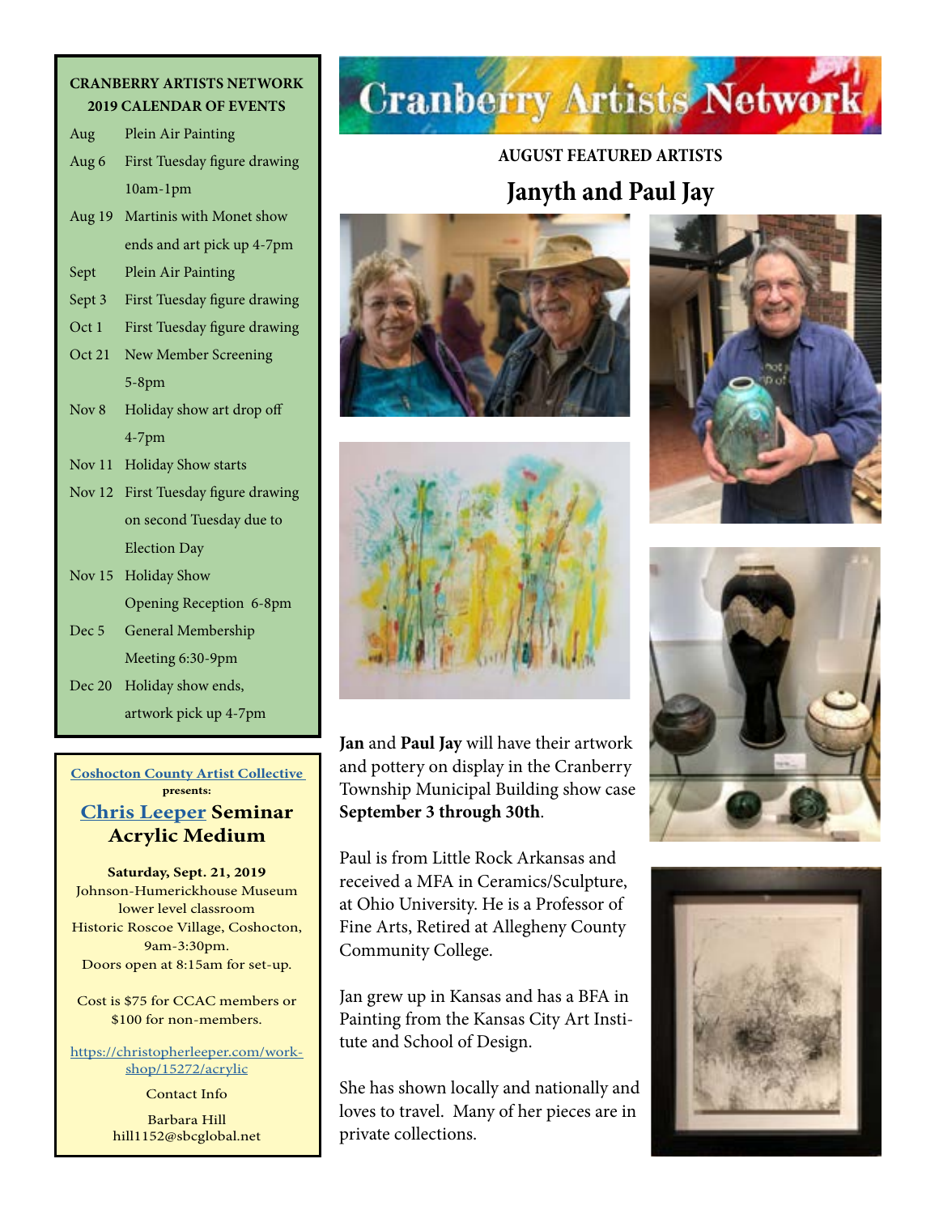# Cranberry Artists Network

## AUGUST FEATURED ARTISTS

## Janyth and Paul Jay

**Jan** and **Paul Jay** will have their artwork and pottery on display in the Cranberry Township Municipal Building show case **September 3 through 30th**.

Paul is from Little Rock Arkansas and received a MFA in Ceramics/Sculpture, at Ohio University. He is a Professor of Fine Arts, Retired at Allegheny County Community College.

Jan grew up in Kansas and has a BFA in Painting from the Kansas City Art Institute and School of Design.

She has shown locally and nationally and loves to travel. Many of her pieces are in private collections.

---

**CRANBERRY ARTISTS NETWORK 2019 CALENDAR OF EVENTS**

| Date | Event |
|---|---|
| Aug | Plein Air Painting |
| Aug 6 | First Tuesday figure drawing 10am-1pm |
| Aug 19 | Martinis with Monet show ends and art pick up 4-7pm |
| Sept | Plein Air Painting |
| Sept 3 | First Tuesday figure drawing |
| Oct 1 | First Tuesday figure drawing |
| Oct 21 | New Member Screening 5-8pm |
| Nov 8 | Holiday show art drop off 4-7pm |
| Nov 11 | Holiday Show starts |
| Nov 12 | First Tuesday figure drawing on second Tuesday due to Election Day |
| Nov 15 | Holiday Show Opening Reception 6-8pm |
| Dec 5 | General Membership Meeting 6:30-9pm |
| Dec 20 | Holiday show ends, artwork pick up 4-7pm |

---

**Coshocton County Artist Collective**
**presents:**

### Chris Leeper Seminar Acrylic Medium

**Saturday, Sept. 21, 2019**
Johnson-Humerickhouse Museum lower level classroom
Historic Roscoe Village, Coshocton, 9am-3:30pm.
Doors open at 8:15am for set-up.

Cost is $75 for CCAC members or $100 for non-members.

https://christopherleeper.com/workshop/15272/acrylic

Contact Info

Barbara Hill
hill1152@sbcglobal.net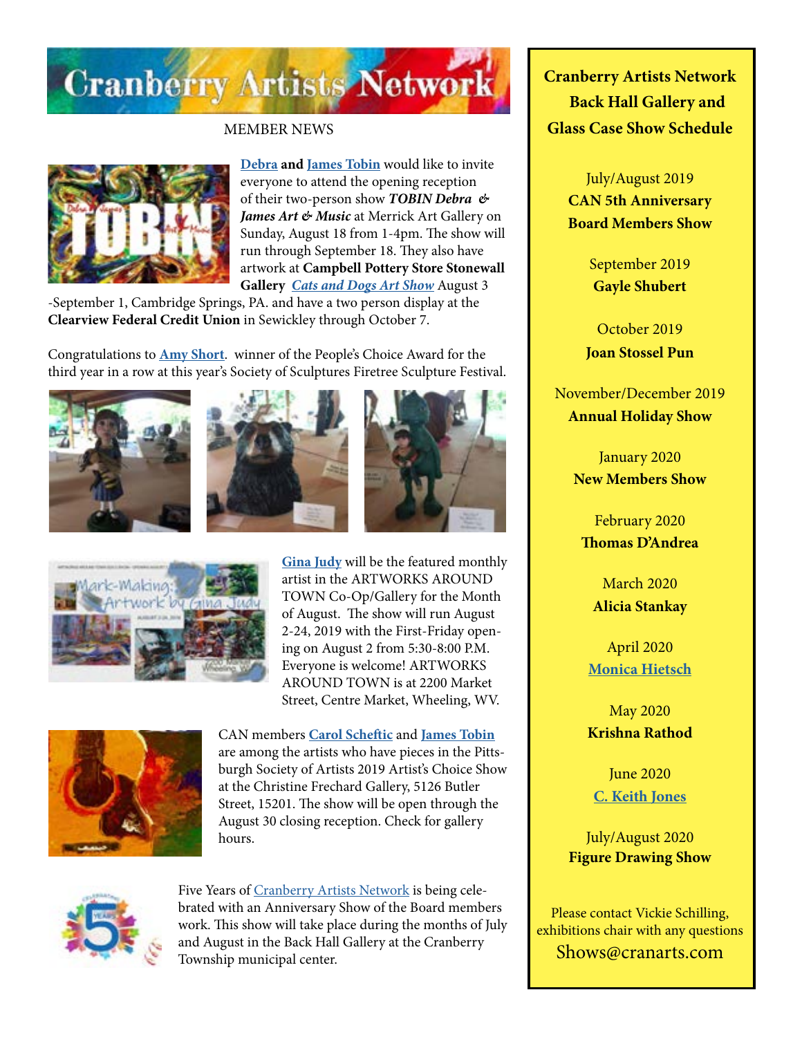# Cranberry Artists Network

MEMBER NEWS

**Debra** and **James Tobin** would like to invite everyone to attend the opening reception of their two-person show ***TOBIN Debra & James Art & Music*** at Merrick Art Gallery on Sunday, August 18 from 1-4pm. The show will run through September 18. They also have artwork at **Campbell Pottery Store Stonewall Gallery** ***Cats and Dogs Art Show*** August 3 -September 1, Cambridge Springs, PA. and have a two person display at the **Clearview Federal Credit Union** in Sewickley through October 7.

Congratulations to **Amy Short**. winner of the People's Choice Award for the third year in a row at this year's Society of Sculptures Firetree Sculpture Festival.

**Gina Judy** will be the featured monthly artist in the ARTWORKS AROUND TOWN Co-Op/Gallery for the Month of August. The show will run August 2-24, 2019 with the First-Friday opening on August 2 from 5:30-8:00 P.M. Everyone is welcome! ARTWORKS AROUND TOWN is at 2200 Market Street, Centre Market, Wheeling, WV.

CAN members **Carol Scheftic** and **James Tobin** are among the artists who have pieces in the Pittsburgh Society of Artists 2019 Artist's Choice Show at the Christine Frechard Gallery, 5126 Butler Street, 15201. The show will be open through the August 30 closing reception. Check for gallery hours.

Five Years of Cranberry Artists Network is being celebrated with an Anniversary Show of the Board members work. This show will take place during the months of July and August in the Back Hall Gallery at the Cranberry Township municipal center.

## Cranberry Artists Network Back Hall Gallery and Glass Case Show Schedule

July/August 2019
**CAN 5th Anniversary Board Members Show**

September 2019
**Gayle Shubert**

October 2019
**Joan Stossel Pun**

November/December 2019
**Annual Holiday Show**

January 2020
**New Members Show**

February 2020
**Thomas D'Andrea**

March 2020
**Alicia Stankay**

April 2020
**Monica Hietsch**

May 2020
**Krishna Rathod**

June 2020
**C. Keith Jones**

July/August 2020
**Figure Drawing Show**

Please contact Vickie Schilling, exhibitions chair with any questions
Shows@cranarts.com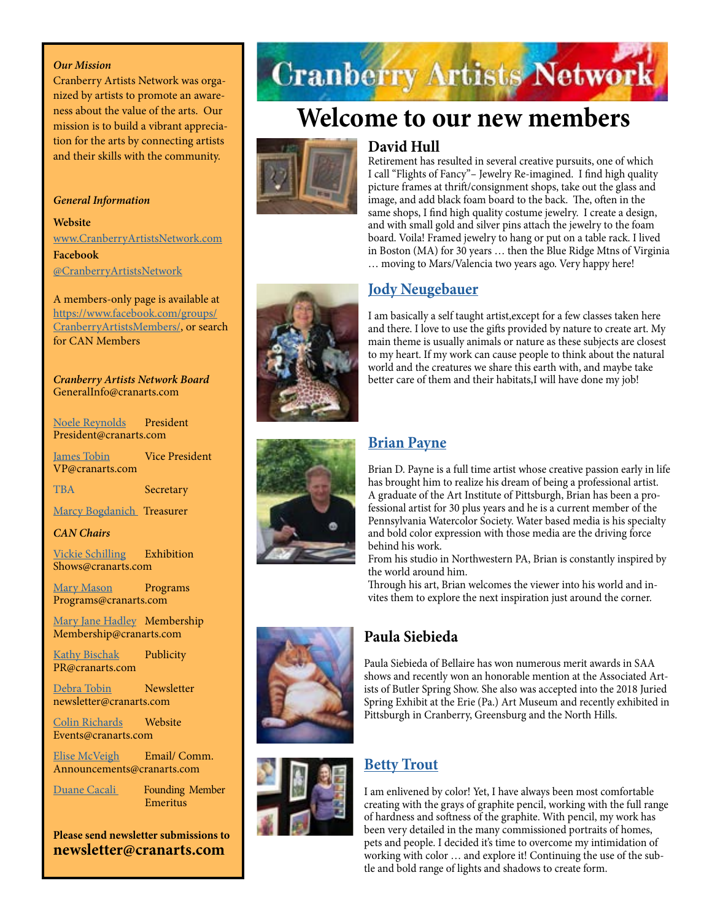*Our Mission*

Cranberry Artists Network was organized by artists to promote an awareness about the value of the arts. Our mission is to build a vibrant appreciation for the arts by connecting artists and their skills with the community.

*General Information*

**Website**

www.CranberryArtistsNetwork.com

**Facebook**

@CranberryArtistsNetwork

A members-only page is available at https://www.facebook.com/groups/CranberryArtistsMembers/, or search for CAN Members

*Cranberry Artists Network Board*

GeneralInfo@cranarts.com

Noele Reynolds President
President@cranarts.com

James Tobin Vice President
VP@cranarts.com

TBA Secretary

Marcy Bogdanich Treasurer

*CAN Chairs*

Vickie Schilling Exhibition
Shows@cranarts.com

Mary Mason Programs
Programs@cranarts.com

Mary Jane Hadley Membership
Membership@cranarts.com

Kathy Bischak Publicity
PR@cranarts.com

Debra Tobin Newsletter
newsletter@cranarts.com

Colin Richards Website
Events@cranarts.com

Elise McVeigh Email/ Comm.
Announcements@cranarts.com

Duane Cacali Founding Member Emeritus

**Please send newsletter submissions to newsletter@cranarts.com**

# Cranberry Artists Network

# Welcome to our new members

## David Hull

Retirement has resulted in several creative pursuits, one of which I call "Flights of Fancy"– Jewelry Re-imagined. I find high quality picture frames at thrift/consignment shops, take out the glass and image, and add black foam board to the back. The, often in the same shops, I find high quality costume jewelry. I create a design, and with small gold and silver pins attach the jewelry to the foam board. Voila! Framed jewelry to hang or put on a table rack. I lived in Boston (MA) for 30 years … then the Blue Ridge Mtns of Virginia … moving to Mars/Valencia two years ago. Very happy here!

## Jody Neugebauer

I am basically a self taught artist,except for a few classes taken here and there. I love to use the gifts provided by nature to create art. My main theme is usually animals or nature as these subjects are closest to my heart. If my work can cause people to think about the natural world and the creatures we share this earth with, and maybe take better care of them and their habitats,I will have done my job!

## Brian Payne

Brian D. Payne is a full time artist whose creative passion early in life has brought him to realize his dream of being a professional artist. A graduate of the Art Institute of Pittsburgh, Brian has been a professional artist for 30 plus years and he is a current member of the Pennsylvania Watercolor Society. Water based media is his specialty and bold color expression with those media are the driving force behind his work.

From his studio in Northwestern PA, Brian is constantly inspired by the world around him.

Through his art, Brian welcomes the viewer into his world and invites them to explore the next inspiration just around the corner.

## Paula Siebieda

Paula Siebieda of Bellaire has won numerous merit awards in SAA shows and recently won an honorable mention at the Associated Artists of Butler Spring Show. She also was accepted into the 2018 Juried Spring Exhibit at the Erie (Pa.) Art Museum and recently exhibited in Pittsburgh in Cranberry, Greensburg and the North Hills.

## Betty Trout

I am enlivened by color! Yet, I have always been most comfortable creating with the grays of graphite pencil, working with the full range of hardness and softness of the graphite. With pencil, my work has been very detailed in the many commissioned portraits of homes, pets and people. I decided it's time to overcome my intimidation of working with color … and explore it! Continuing the use of the subtle and bold range of lights and shadows to create form.